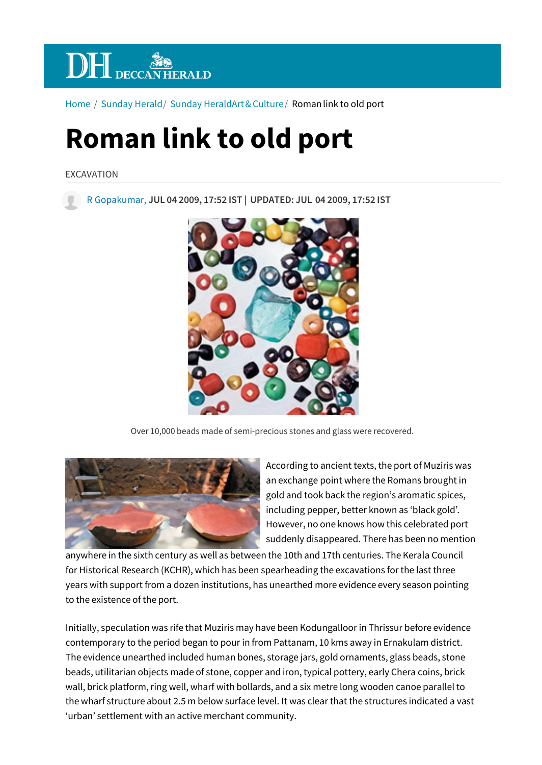Home / Sunday Herald / Sunday Herald Art & Culture / Roman link to old port

# Roman link to old port

EXCAVATION

R Gopakumar, JUL 04 2009, 17:52 IST | UPDATED: JUL 04 2009, 17:52 IST

Over 10,000 beads made of semi-precious stones and glass were recovered.

According to ancient texts, the port of Muziris was an exchange point where the Romans brought in gold and took back the region's aromatic spices, including pepper, better known as 'black gold'. However, no one knows how this celebrated port suddenly disappeared. There has been no mention anywhere in the sixth century as well as between the 10th and 17th centuries. The Kerala Council for Historical Research (KCHR), which has been spearheading the excavations for the last three years with support from a dozen institutions, has unearthed more evidence every season pointing to the existence of the port.

Initially, speculation was rife that Muziris may have been Kodungalloor in Thrissur before evidence contemporary to the period began to pour in from Pattanam, 10 kms away in Ernakulam district. The evidence unearthed included human bones, storage jars, gold ornaments, glass beads, stone beads, utilitarian objects made of stone, copper and iron, typical pottery, early Chera coins, brick wall, brick platform, ring well, wharf with bollards, and a six metre long wooden canoe parallel to the wharf structure about 2.5 m below surface level. It was clear that the structures indicated a vast 'urban' settlement with an active merchant community.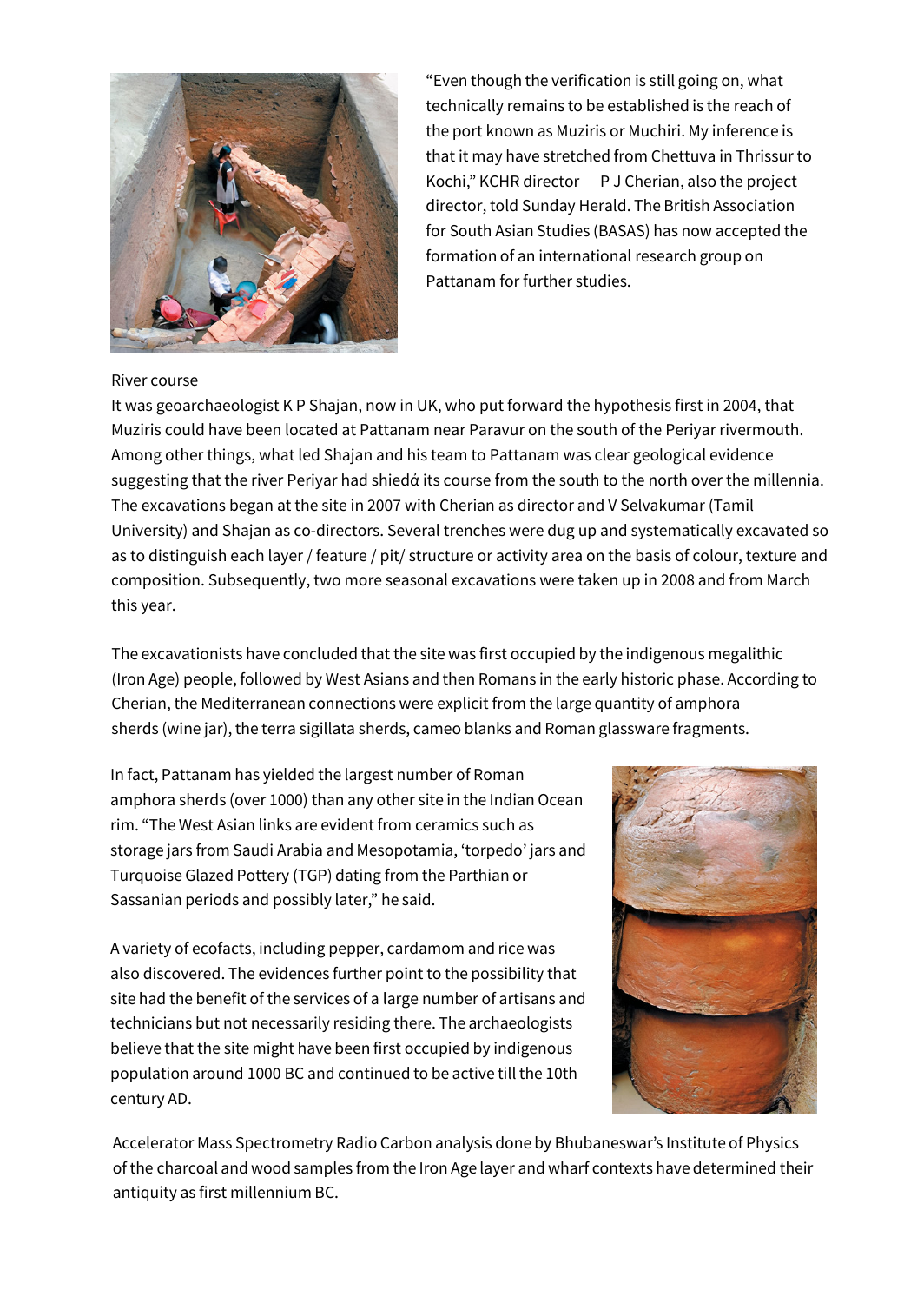"Even though the verification is still going on, what technically remains to be established is the reach of the port known as Muziris or Muchiri. My inference is that it may have stretched from Chettuva in Thrissur to Kochi," KCHR director P J Cherian, also the project director, told Sunday Herald. The British Association for South Asian Studies (BASAS) has now accepted the formation of an international research group on Pattanam for further studies.

River course

It was geoarchaeologist K P Shajan, now in UK, who put forward the hypothesis first in 2004, that Muziris could have been located at Pattanam near Paravur on the south of the Periyar rivermouth. Among other things, what led Shajan and his team to Pattanam was clear geological evidence suggesting that the river Periyar had shiedα its course from the south to the north over the millennia. The excavations began at the site in 2007 with Cherian as director and V Selvakumar (Tamil University) and Shajan as co-directors. Several trenches were dug up and systematically excavated so as to distinguish each layer / feature / pit/ structure or activity area on the basis of colour, texture and composition. Subsequently, two more seasonal excavations were taken up in 2008 and from March this year.

The excavationists have concluded that the site was first occupied by the indigenous megalithic (Iron Age) people, followed by West Asians and then Romans in the early historic phase. According to Cherian, the Mediterranean connections were explicit from the large quantity of amphora sherds (wine jar), the terra sigillata sherds, cameo blanks and Roman glassware fragments.

In fact, Pattanam has yielded the largest number of Roman amphora sherds (over 1000) than any other site in the Indian Ocean rim. "The West Asian links are evident from ceramics such as storage jars from Saudi Arabia and Mesopotamia, 'torpedo' jars and Turquoise Glazed Pottery (TGP) dating from the Parthian or Sassanian periods and possibly later," he said.

A variety of ecofacts, including pepper, cardamom and rice was also discovered. The evidences further point to the possibility that site had the benefit of the services of a large number of artisans and technicians but not necessarily residing there. The archaeologists believe that the site might have been first occupied by indigenous population around 1000 BC and continued to be active till the 10th century AD.

Accelerator Mass Spectrometry Radio Carbon analysis done by Bhubaneswar's Institute of Physics of the charcoal and wood samples from the Iron Age layer and wharf contexts have determined their antiquity as first millennium BC.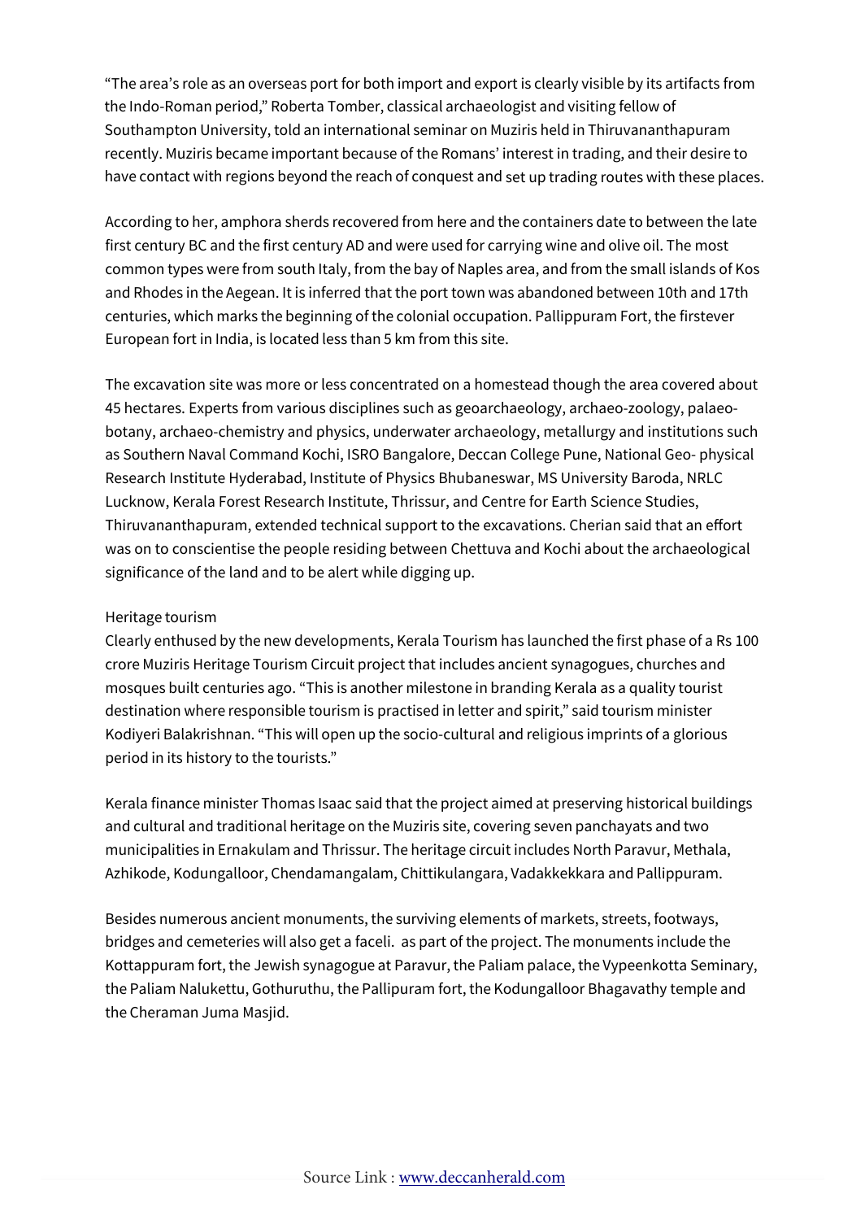"The area's role as an overseas port for both import and export is clearly visible by its artifacts from the Indo-Roman period," Roberta Tomber, classical archaeologist and visiting fellow of Southampton University, told an international seminar on Muziris held in Thiruvananthapuram recently. Muziris became important because of the Romans' interest in trading, and their desire to have contact with regions beyond the reach of conquest and set up trading routes with these places.

According to her, amphora sherds recovered from here and the containers date to between the late first century BC and the first century AD and were used for carrying wine and olive oil. The most common types were from south Italy, from the bay of Naples area, and from the small islands of Kos and Rhodes in the Aegean. It is inferred that the port town was abandoned between 10th and 17th centuries, which marks the beginning of the colonial occupation. Pallippuram Fort, the firstever European fort in India, is located less than 5 km from this site.

The excavation site was more or less concentrated on a homestead though the area covered about 45 hectares. Experts from various disciplines such as geoarchaeology, archaeo-zoology, palaeo-botany, archaeo-chemistry and physics, underwater archaeology, metallurgy and institutions such as Southern Naval Command Kochi, ISRO Bangalore, Deccan College Pune, National Geo- physical Research Institute Hyderabad, Institute of Physics Bhubaneswar, MS University Baroda, NRLC Lucknow, Kerala Forest Research Institute, Thrissur, and Centre for Earth Science Studies, Thiruvananthapuram, extended technical support to the excavations. Cherian said that an effort was on to conscientise the people residing between Chettuva and Kochi about the archaeological significance of the land and to be alert while digging up.

Heritage tourism

Clearly enthused by the new developments, Kerala Tourism has launched the first phase of a Rs 100 crore Muziris Heritage Tourism Circuit project that includes ancient synagogues, churches and mosques built centuries ago. "This is another milestone in branding Kerala as a quality tourist destination where responsible tourism is practised in letter and spirit," said tourism minister Kodiyeri Balakrishnan. "This will open up the socio-cultural and religious imprints of a glorious period in its history to the tourists."

Kerala finance minister Thomas Isaac said that the project aimed at preserving historical buildings and cultural and traditional heritage on the Muziris site, covering seven panchayats and two municipalities in Ernakulam and Thrissur. The heritage circuit includes North Paravur, Methala, Azhikode, Kodungalloor, Chendamangalam, Chittikulangara, Vadakkekkara and Pallippuram.

Besides numerous ancient monuments, the surviving elements of markets, streets, footways, bridges and cemeteries will also get a faceli. as part of the project. The monuments include the Kottappuram fort, the Jewish synagogue at Paravur, the Paliam palace, the Vypeenkotta Seminary, the Paliam Nalukettu, Gothuruthu, the Pallipuram fort, the Kodungalloor Bhagavathy temple and the Cheraman Juma Masjid.

Source Link : www.deccanherald.com